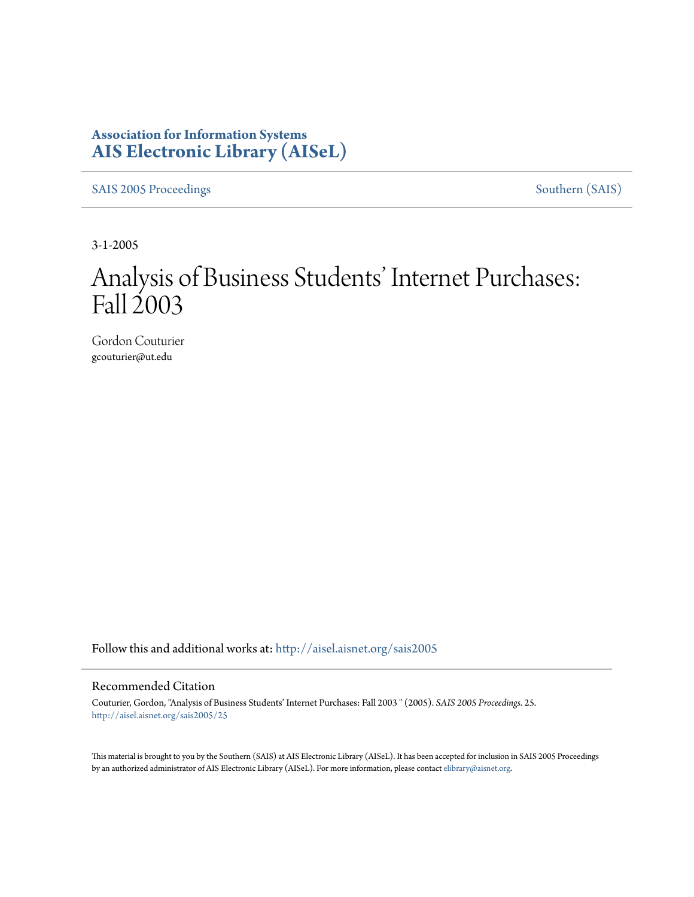**Association for Information Systems**
**AIS Electronic Library (AISeL)**

SAIS 2005 Proceedings — Southern (SAIS)

3-1-2005

# Analysis of Business Students' Internet Purchases: Fall 2003

Gordon Couturier
gcouturier@ut.edu

Follow this and additional works at: http://aisel.aisnet.org/sais2005

## Recommended Citation

Couturier, Gordon, "Analysis of Business Students' Internet Purchases: Fall 2003 " (2005). *SAIS 2005 Proceedings*. 25.
http://aisel.aisnet.org/sais2005/25

This material is brought to you by the Southern (SAIS) at AIS Electronic Library (AISeL). It has been accepted for inclusion in SAIS 2005 Proceedings by an authorized administrator of AIS Electronic Library (AISeL). For more information, please contact elibrary@aisnet.org.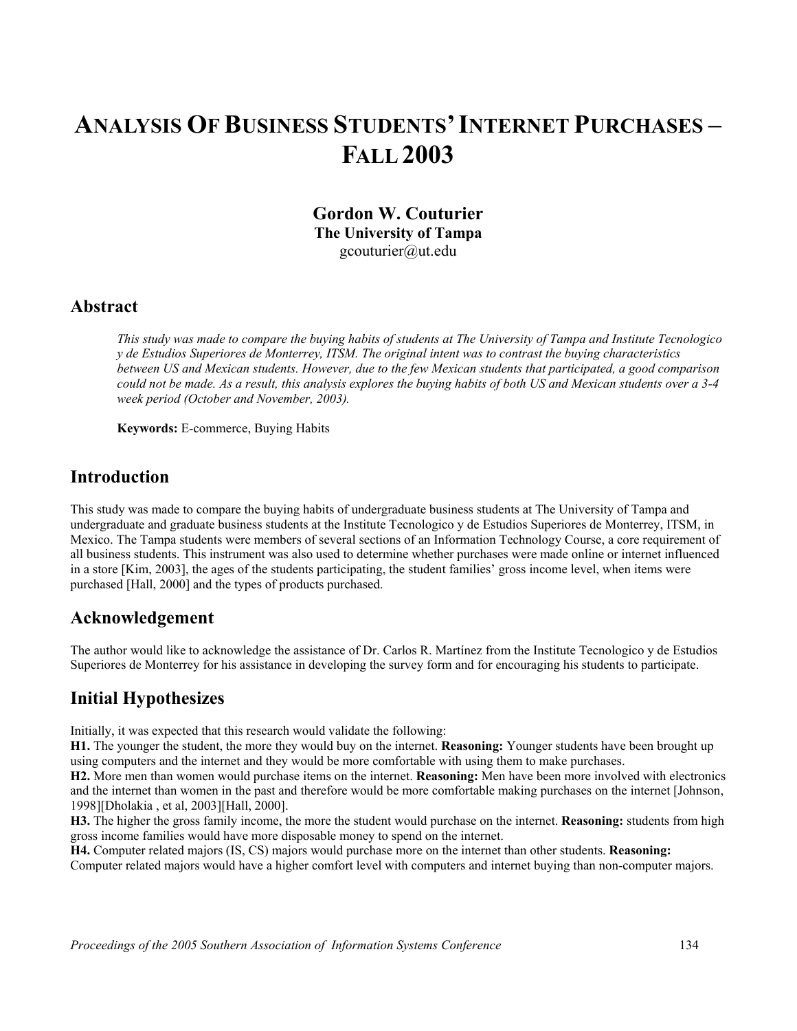# ANALYSIS OF BUSINESS STUDENTS' INTERNET PURCHASES – FALL 2003

**Gordon W. Couturier**
**The University of Tampa**
gcouturier@ut.edu

## Abstract

*This study was made to compare the buying habits of students at The University of Tampa and Institute Tecnologico y de Estudios Superiores de Monterrey, ITSM. The original intent was to contrast the buying characteristics between US and Mexican students. However, due to the few Mexican students that participated, a good comparison could not be made. As a result, this analysis explores the buying habits of both US and Mexican students over a 3-4 week period (October and November, 2003).*

**Keywords:** E-commerce, Buying Habits

## Introduction

This study was made to compare the buying habits of undergraduate business students at The University of Tampa and undergraduate and graduate business students at the Institute Tecnologico y de Estudios Superiores de Monterrey, ITSM, in Mexico. The Tampa students were members of several sections of an Information Technology Course, a core requirement of all business students. This instrument was also used to determine whether purchases were made online or internet influenced in a store [Kim, 2003], the ages of the students participating, the student families' gross income level, when items were purchased [Hall, 2000] and the types of products purchased.

## Acknowledgement

The author would like to acknowledge the assistance of Dr. Carlos R. Martínez from the Institute Tecnologico y de Estudios Superiores de Monterrey for his assistance in developing the survey form and for encouraging his students to participate.

## Initial Hypothesizes

Initially, it was expected that this research would validate the following:

**H1.** The younger the student, the more they would buy on the internet. **Reasoning:** Younger students have been brought up using computers and the internet and they would be more comfortable with using them to make purchases.

**H2.** More men than women would purchase items on the internet. **Reasoning:** Men have been more involved with electronics and the internet than women in the past and therefore would be more comfortable making purchases on the internet [Johnson, 1998][Dholakia , et al, 2003][Hall, 2000].

**H3.** The higher the gross family income, the more the student would purchase on the internet. **Reasoning:** students from high gross income families would have more disposable money to spend on the internet.

**H4.** Computer related majors (IS, CS) majors would purchase more on the internet than other students. **Reasoning:** Computer related majors would have a higher comfort level with computers and internet buying than non-computer majors.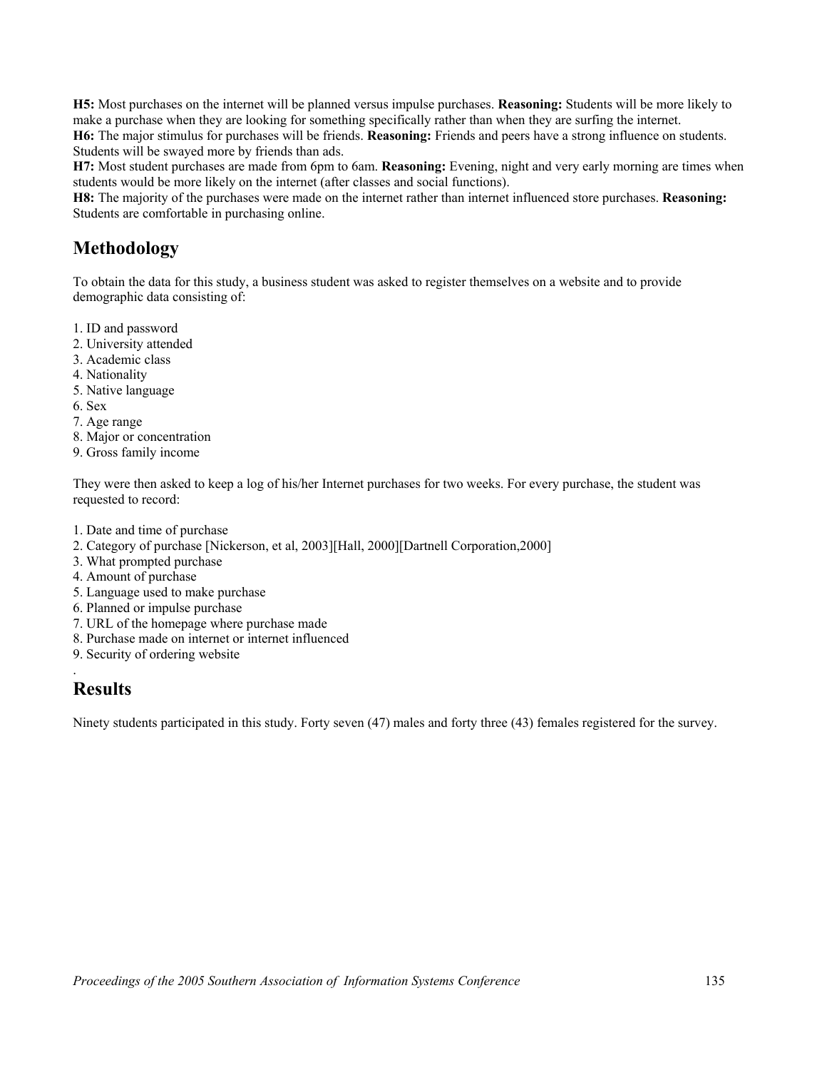**H5:** Most purchases on the internet will be planned versus impulse purchases. **Reasoning:** Students will be more likely to make a purchase when they are looking for something specifically rather than when they are surfing the internet.
**H6:** The major stimulus for purchases will be friends. **Reasoning:** Friends and peers have a strong influence on students. Students will be swayed more by friends than ads.
**H7:** Most student purchases are made from 6pm to 6am. **Reasoning:** Evening, night and very early morning are times when students would be more likely on the internet (after classes and social functions).
**H8:** The majority of the purchases were made on the internet rather than internet influenced store purchases. **Reasoning:** Students are comfortable in purchasing online.

## Methodology

To obtain the data for this study, a business student was asked to register themselves on a website and to provide demographic data consisting of:

1. ID and password
2. University attended
3. Academic class
4. Nationality
5. Native language
6. Sex
7. Age range
8. Major or concentration
9. Gross family income

They were then asked to keep a log of his/her Internet purchases for two weeks. For every purchase, the student was requested to record:

1. Date and time of purchase
2. Category of purchase [Nickerson, et al, 2003][Hall, 2000][Dartnell Corporation,2000]
3. What prompted purchase
4. Amount of purchase
5. Language used to make purchase
6. Planned or impulse purchase
7. URL of the homepage where purchase made
8. Purchase made on internet or internet influenced
9. Security of ordering website

.

## Results

Ninety students participated in this study. Forty seven (47) males and forty three (43) females registered for the survey.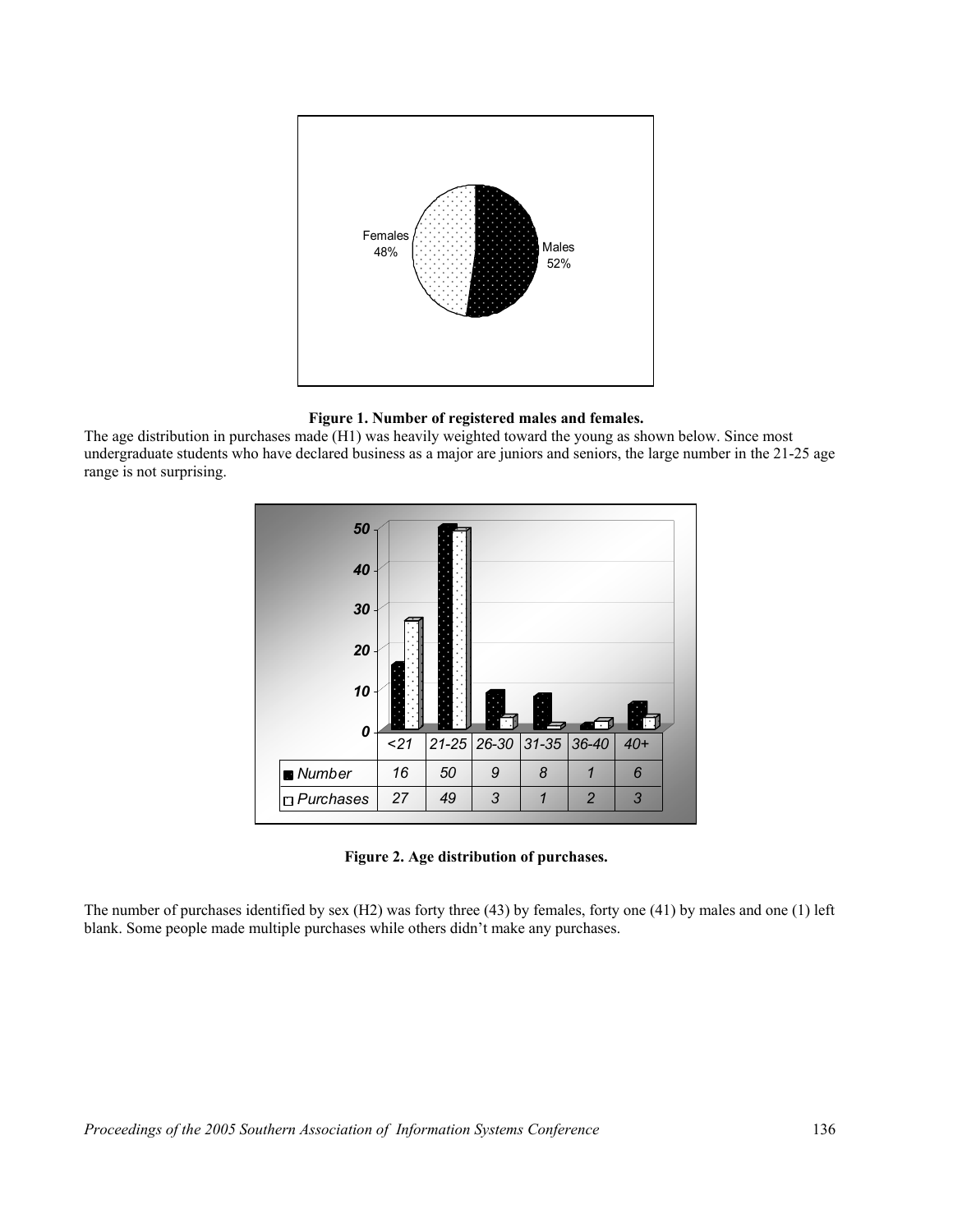**Figure 1. Number of registered males and females.**

The age distribution in purchases made (H1) was heavily weighted toward the young as shown below. Since most undergraduate students who have declared business as a major are juniors and seniors, the large number in the 21-25 age range is not surprising.

| | <21 | 21-25 | 26-30 | 31-35 | 36-40 | 40+ |
|---|---|---|---|---|---|---|
| Number | 16 | 50 | 9 | 8 | 1 | 6 |
| Purchases | 27 | 49 | 3 | 1 | 2 | 3 |

**Figure 2. Age distribution of purchases.**

The number of purchases identified by sex (H2) was forty three (43) by females, forty one (41) by males and one (1) left blank. Some people made multiple purchases while others didn't make any purchases.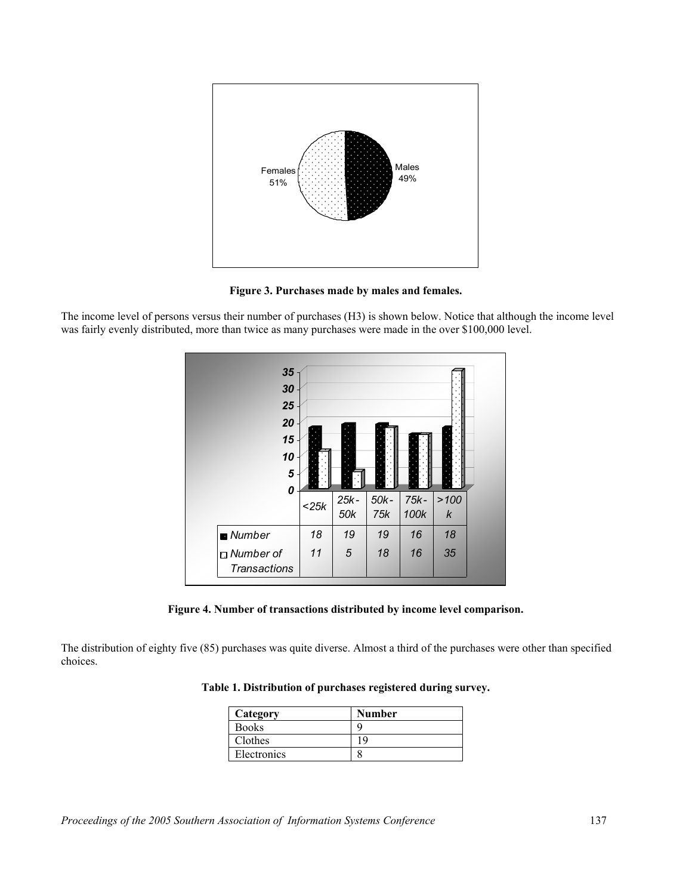**Figure 3. Purchases made by males and females.**

The income level of persons versus their number of purchases (H3) is shown below. Notice that although the income level was fairly evenly distributed, more than twice as many purchases were made in the over $100,000 level.

| | <25k | 25k-50k | 50k-75k | 75k-100k | >100k |
|---|---|---|---|---|---|
| Number | 18 | 19 | 19 | 16 | 18 |
| Number of Transactions | 11 | 5 | 18 | 16 | 35 |

**Figure 4. Number of transactions distributed by income level comparison.**

The distribution of eighty five (85) purchases was quite diverse. Almost a third of the purchases were other than specified choices.

**Table 1. Distribution of purchases registered during survey.**

| Category | Number |
|---|---|
| Books | 9 |
| Clothes | 19 |
| Electronics | 8 |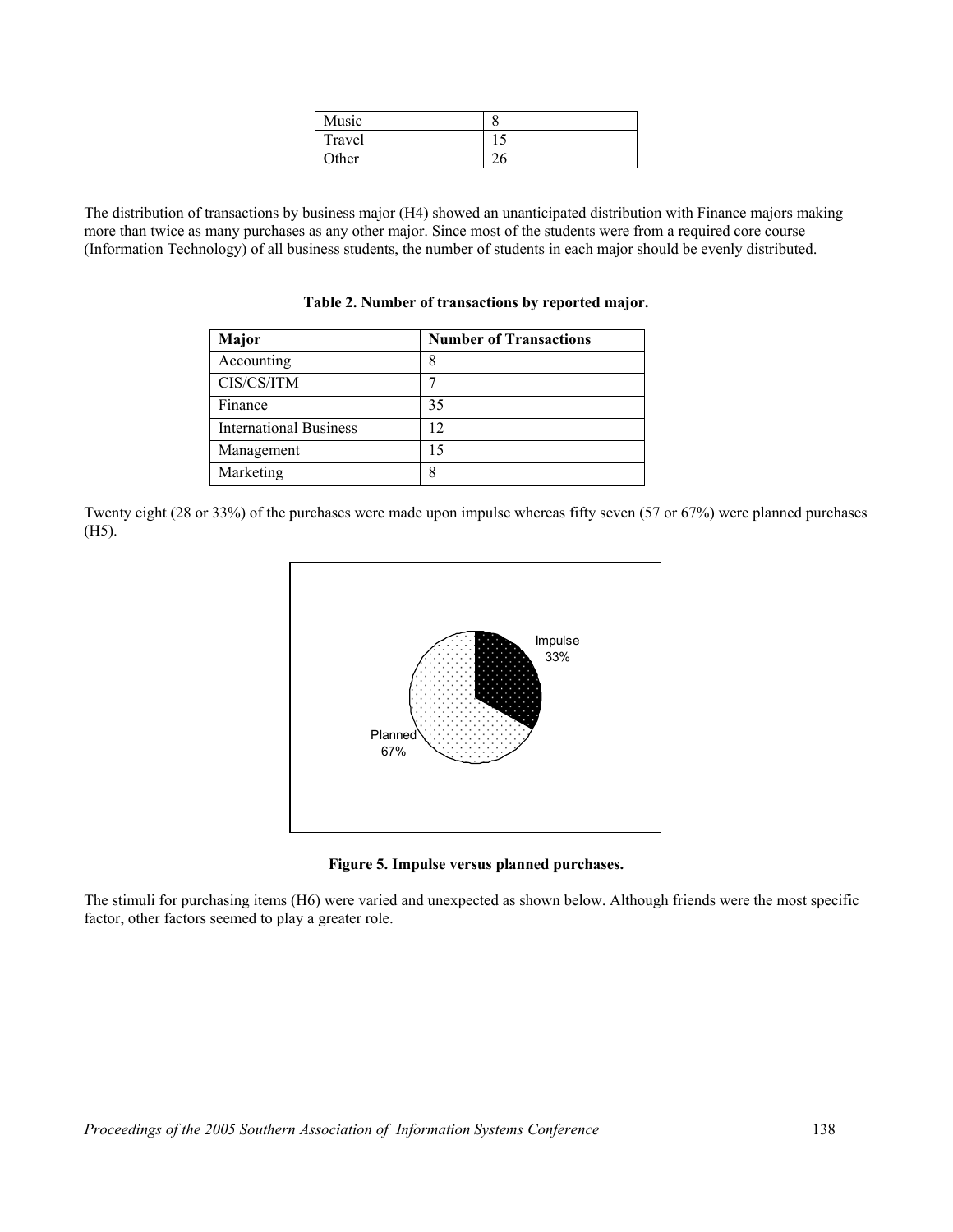| Music | 8 |
|---|---|
| Travel | 15 |
| Other | 26 |

The distribution of transactions by business major (H4) showed an unanticipated distribution with Finance majors making more than twice as many purchases as any other major. Since most of the students were from a required core course (Information Technology) of all business students, the number of students in each major should be evenly distributed.

**Table 2. Number of transactions by reported major.**

| Major | Number of Transactions |
|---|---|
| Accounting | 8 |
| CIS/CS/ITM | 7 |
| Finance | 35 |
| International Business | 12 |
| Management | 15 |
| Marketing | 8 |

Twenty eight (28 or 33%) of the purchases were made upon impulse whereas fifty seven (57 or 67%) were planned purchases (H5).

**Figure 5. Impulse versus planned purchases.**

The stimuli for purchasing items (H6) were varied and unexpected as shown below. Although friends were the most specific factor, other factors seemed to play a greater role.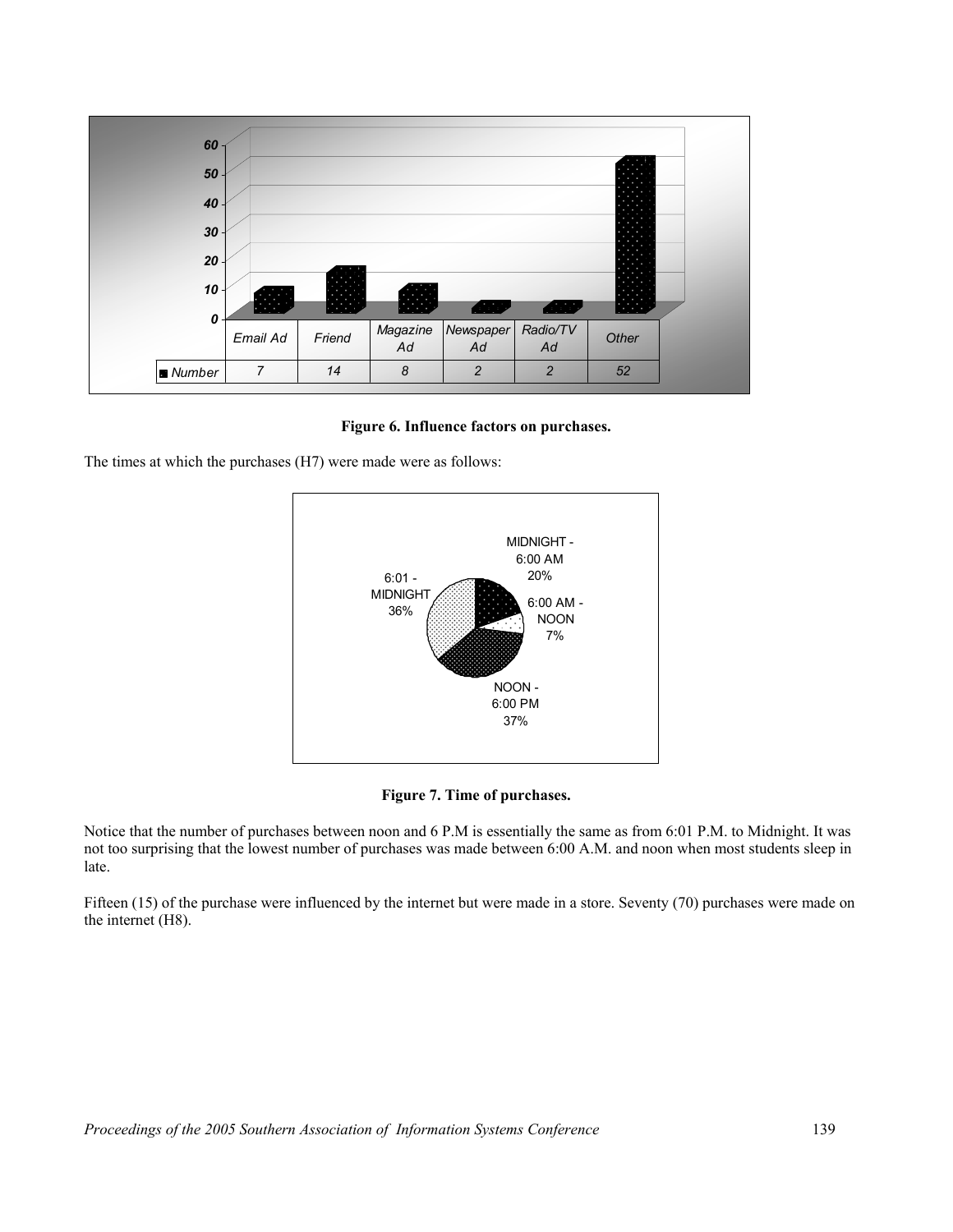| | Email Ad | Friend | Magazine Ad | Newspaper Ad | Radio/TV Ad | Other |
|---|---|---|---|---|---|---|
| Number | 7 | 14 | 8 | 2 | 2 | 52 |

**Figure 6. Influence factors on purchases.**

The times at which the purchases (H7) were made were as follows:

| Time | Percent |
|---|---|
| MIDNIGHT - 6:00 AM | 20% |
| 6:00 AM - NOON | 7% |
| NOON - 6:00 PM | 37% |
| 6:01 - MIDNIGHT | 36% |

**Figure 7. Time of purchases.**

Notice that the number of purchases between noon and 6 P.M is essentially the same as from 6:01 P.M. to Midnight. It was not too surprising that the lowest number of purchases was made between 6:00 A.M. and noon when most students sleep in late.

Fifteen (15) of the purchase were influenced by the internet but were made in a store. Seventy (70) purchases were made on the internet (H8).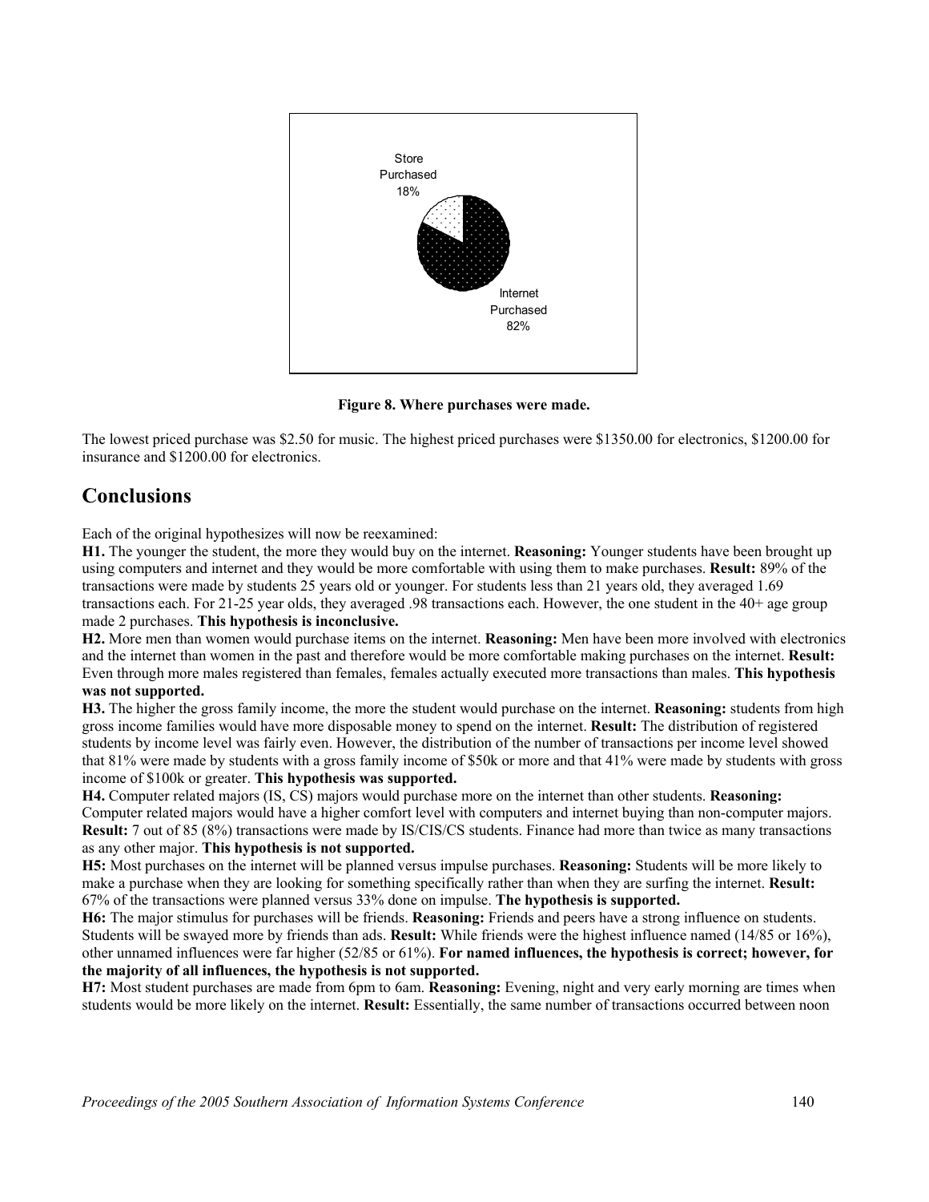Figure 8. Where purchases were made.

The lowest priced purchase was $2.50 for music. The highest priced purchases were $1350.00 for electronics, $1200.00 for insurance and $1200.00 for electronics.

## Conclusions

Each of the original hypothesizes will now be reexamined:

**H1.** The younger the student, the more they would buy on the internet. **Reasoning:** Younger students have been brought up using computers and internet and they would be more comfortable with using them to make purchases. **Result:** 89% of the transactions were made by students 25 years old or younger. For students less than 21 years old, they averaged 1.69 transactions each. For 21-25 year olds, they averaged .98 transactions each. However, the one student in the 40+ age group made 2 purchases. **This hypothesis is inconclusive.**

**H2.** More men than women would purchase items on the internet. **Reasoning:** Men have been more involved with electronics and the internet than women in the past and therefore would be more comfortable making purchases on the internet. **Result:** Even through more males registered than females, females actually executed more transactions than males. **This hypothesis was not supported.**

**H3.** The higher the gross family income, the more the student would purchase on the internet. **Reasoning:** students from high gross income families would have more disposable money to spend on the internet. **Result:** The distribution of registered students by income level was fairly even. However, the distribution of the number of transactions per income level showed that 81% were made by students with a gross family income of $50k or more and that 41% were made by students with gross income of $100k or greater. **This hypothesis was supported.**

**H4.** Computer related majors (IS, CS) majors would purchase more on the internet than other students. **Reasoning:** Computer related majors would have a higher comfort level with computers and internet buying than non-computer majors. **Result:** 7 out of 85 (8%) transactions were made by IS/CIS/CS students. Finance had more than twice as many transactions as any other major. **This hypothesis is not supported.**

**H5:** Most purchases on the internet will be planned versus impulse purchases. **Reasoning:** Students will be more likely to make a purchase when they are looking for something specifically rather than when they are surfing the internet. **Result:** 67% of the transactions were planned versus 33% done on impulse. **The hypothesis is supported.**

**H6:** The major stimulus for purchases will be friends. **Reasoning:** Friends and peers have a strong influence on students. Students will be swayed more by friends than ads. **Result:** While friends were the highest influence named (14/85 or 16%), other unnamed influences were far higher (52/85 or 61%). **For named influences, the hypothesis is correct; however, for the majority of all influences, the hypothesis is not supported.**

**H7:** Most student purchases are made from 6pm to 6am. **Reasoning:** Evening, night and very early morning are times when students would be more likely on the internet. **Result:** Essentially, the same number of transactions occurred between noon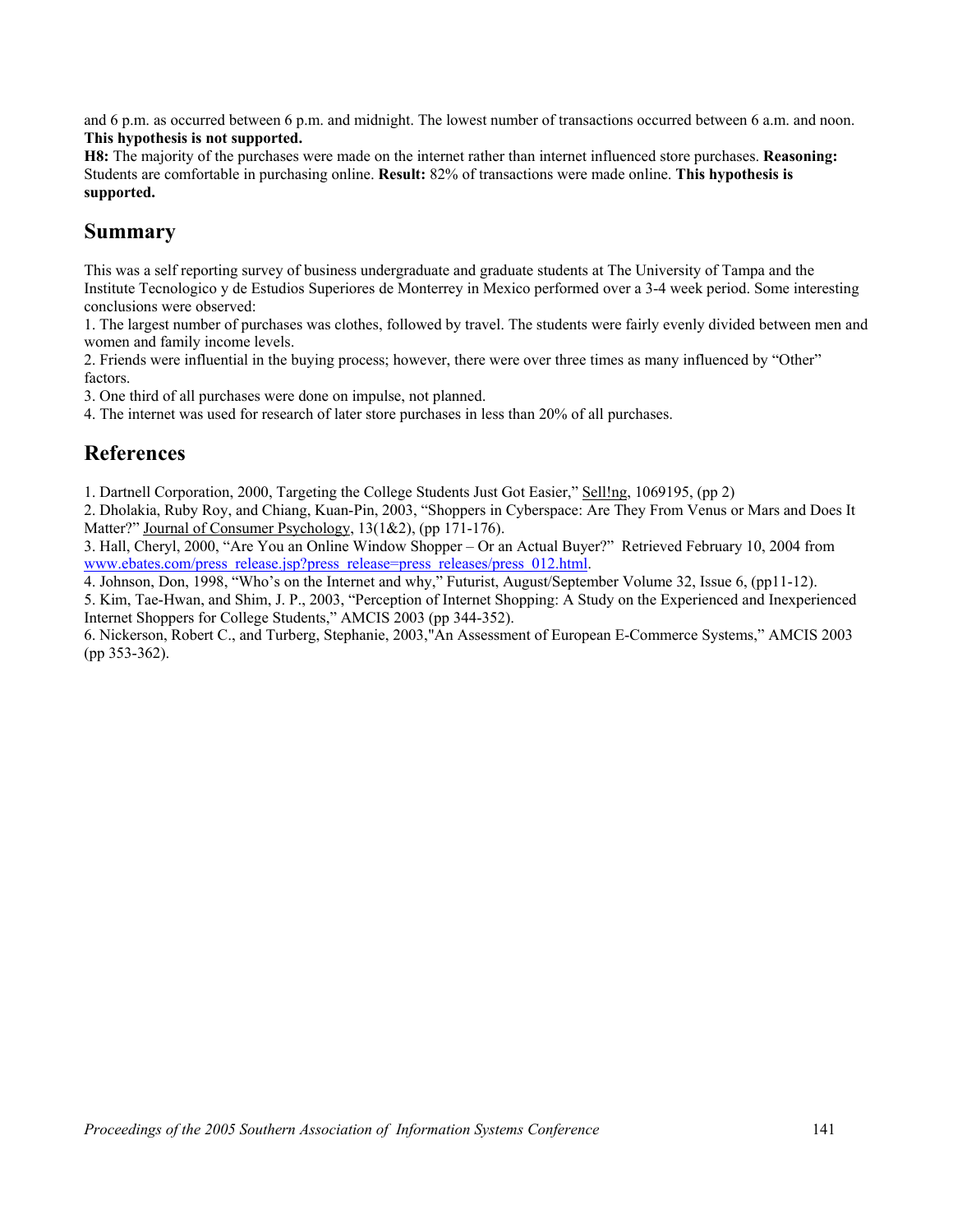and 6 p.m. as occurred between 6 p.m. and midnight. The lowest number of transactions occurred between 6 a.m. and noon. **This hypothesis is not supported.**

**H8:** The majority of the purchases were made on the internet rather than internet influenced store purchases. **Reasoning:** Students are comfortable in purchasing online. **Result:** 82% of transactions were made online. **This hypothesis is supported.**

## Summary

This was a self reporting survey of business undergraduate and graduate students at The University of Tampa and the Institute Tecnologico y de Estudios Superiores de Monterrey in Mexico performed over a 3-4 week period. Some interesting conclusions were observed:

1. The largest number of purchases was clothes, followed by travel. The students were fairly evenly divided between men and women and family income levels.
2. Friends were influential in the buying process; however, there were over three times as many influenced by "Other" factors.
3. One third of all purchases were done on impulse, not planned.
4. The internet was used for research of later store purchases in less than 20% of all purchases.

## References

1. Dartnell Corporation, 2000, Targeting the College Students Just Got Easier," Sell!ng, 1069195, (pp 2)
2. Dholakia, Ruby Roy, and Chiang, Kuan-Pin, 2003, "Shoppers in Cyberspace: Are They From Venus or Mars and Does It Matter?" Journal of Consumer Psychology, 13(1&2), (pp 171-176).
3. Hall, Cheryl, 2000, "Are You an Online Window Shopper – Or an Actual Buyer?" Retrieved February 10, 2004 from www.ebates.com/press_release.jsp?press_release=press_releases/press_012.html.
4. Johnson, Don, 1998, "Who's on the Internet and why," Futurist, August/September Volume 32, Issue 6, (pp11-12).
5. Kim, Tae-Hwan, and Shim, J. P., 2003, "Perception of Internet Shopping: A Study on the Experienced and Inexperienced Internet Shoppers for College Students," AMCIS 2003 (pp 344-352).
6. Nickerson, Robert C., and Turberg, Stephanie, 2003,"An Assessment of European E-Commerce Systems," AMCIS 2003 (pp 353-362).